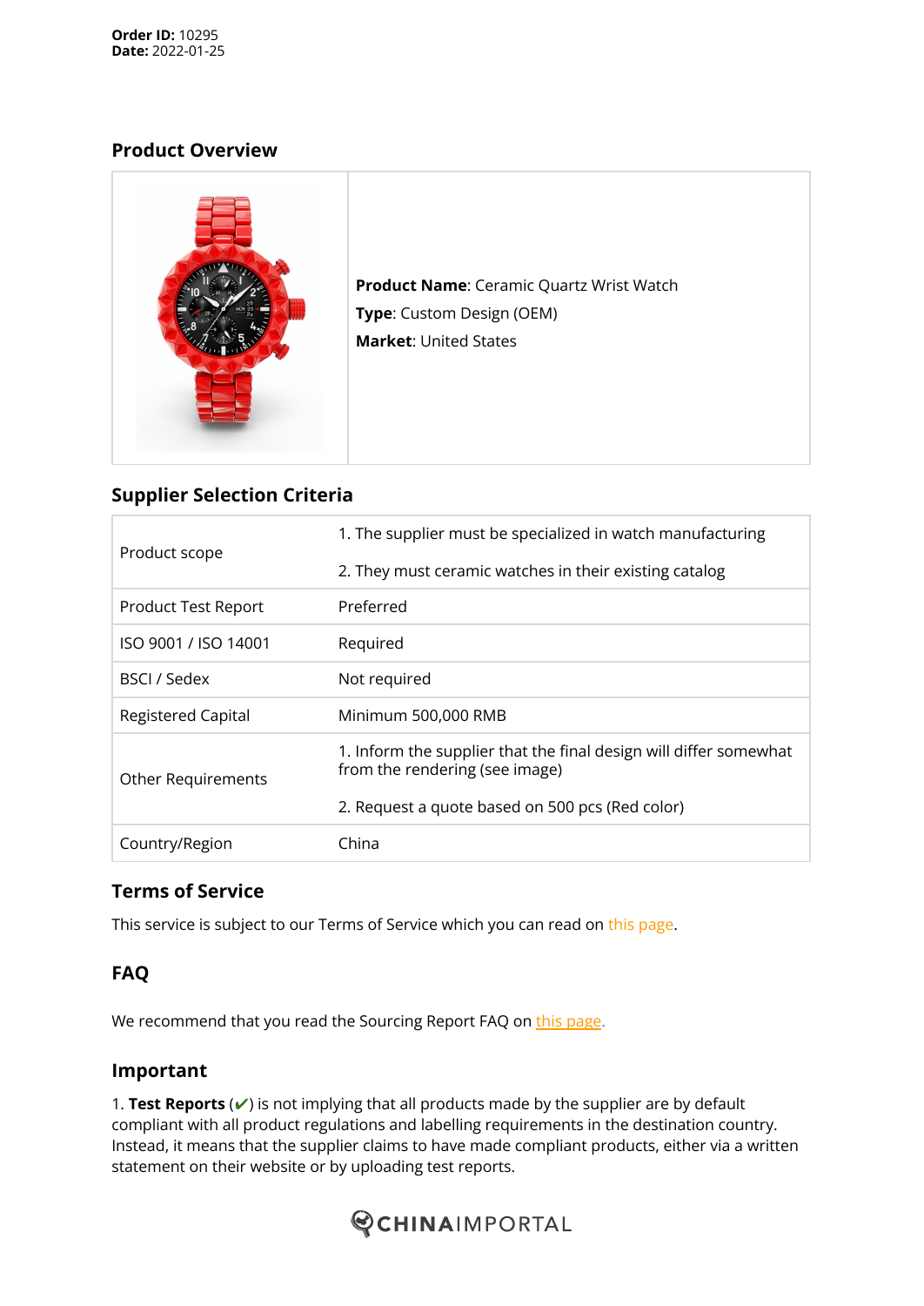**Order ID:** 10295
**Date:** 2022-01-25

## Product Overview

**Product Name**: Ceramic Quartz Wrist Watch
**Type**: Custom Design (OEM)
**Market**: United States

## Supplier Selection Criteria

| | |
|---|---|
| Product scope | 1. The supplier must be specialized in watch manufacturing<br>2. They must ceramic watches in their existing catalog |
| Product Test Report | Preferred |
| ISO 9001 / ISO 14001 | Required |
| BSCI / Sedex | Not required |
| Registered Capital | Minimum 500,000 RMB |
| Other Requirements | 1. Inform the supplier that the final design will differ somewhat from the rendering (see image)<br>2. Request a quote based on 500 pcs (Red color) |
| Country/Region | China |

## Terms of Service

This service is subject to our Terms of Service which you can read on this page.

## FAQ

We recommend that you read the Sourcing Report FAQ on this page.

## Important

1. **Test Reports** (✔) is not implying that all products made by the supplier are by default compliant with all product regulations and labelling requirements in the destination country. Instead, it means that the supplier claims to have made compliant products, either via a written statement on their website or by uploading test reports.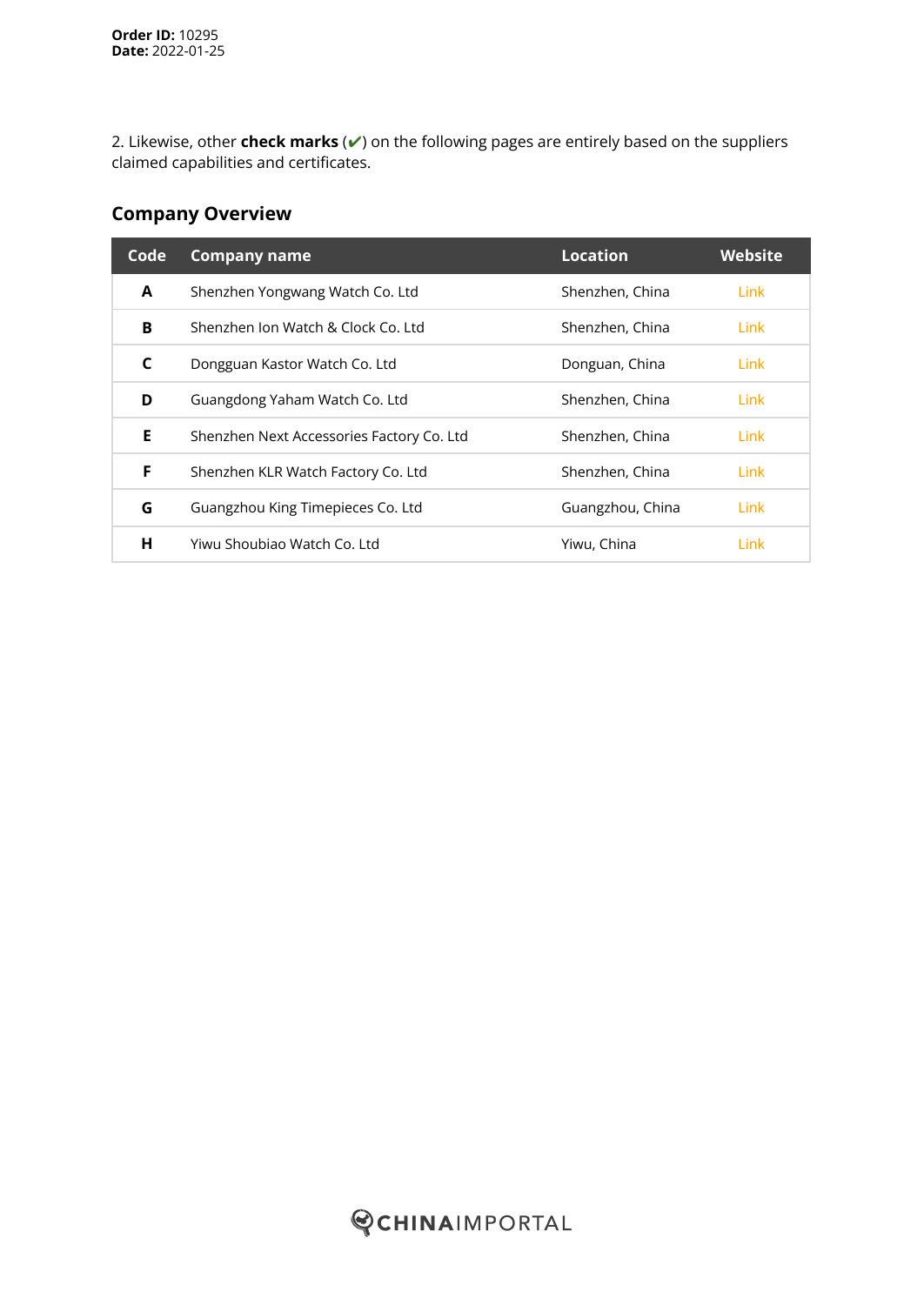**Order ID:** 10295
**Date:** 2022-01-25

2. Likewise, other **check marks** (✔) on the following pages are entirely based on the suppliers claimed capabilities and certificates.

## Company Overview

| Code | Company name | Location | Website |
|---|---|---|---|
| **A** | Shenzhen Yongwang Watch Co. Ltd | Shenzhen, China | Link |
| **B** | Shenzhen Ion Watch & Clock Co. Ltd | Shenzhen, China | Link |
| **C** | Dongguan Kastor Watch Co. Ltd | Donguan, China | Link |
| **D** | Guangdong Yaham Watch Co. Ltd | Shenzhen, China | Link |
| **E** | Shenzhen Next Accessories Factory Co. Ltd | Shenzhen, China | Link |
| **F** | Shenzhen KLR Watch Factory Co. Ltd | Shenzhen, China | Link |
| **G** | Guangzhou King Timepieces Co. Ltd | Guangzhou, China | Link |
| **H** | Yiwu Shoubiao Watch Co. Ltd | Yiwu, China | Link |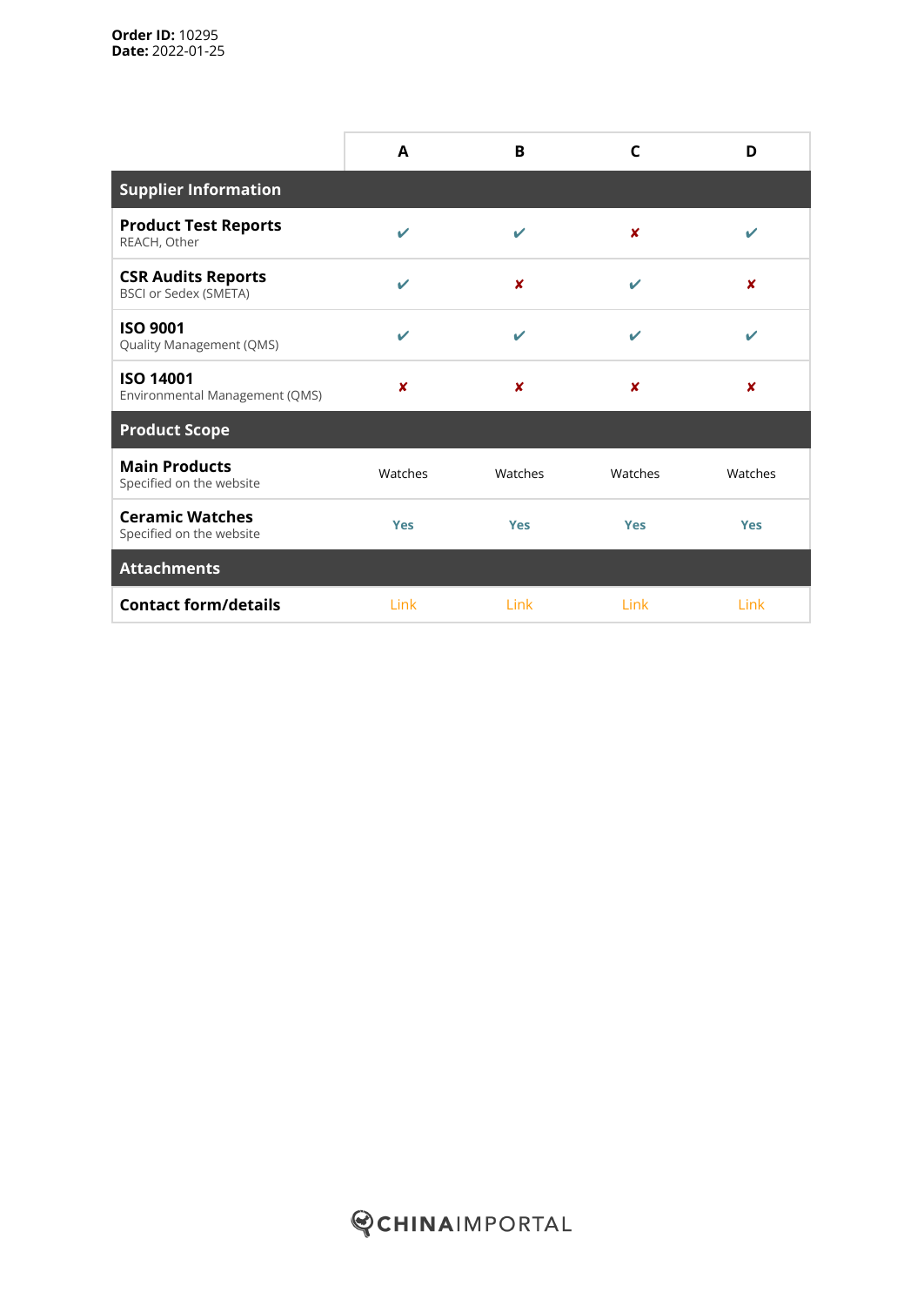**Order ID:** 10295
**Date:** 2022-01-25

| | A | B | C | D |
|---|---|---|---|---|
| **Supplier Information** | | | | |
| **Product Test Reports** REACH, Other | ✔ | ✔ | ✘ | ✔ |
| **CSR Audits Reports** BSCI or Sedex (SMETA) | ✔ | ✘ | ✔ | ✘ |
| **ISO 9001** Quality Management (QMS) | ✔ | ✔ | ✔ | ✔ |
| **ISO 14001** Environmental Management (QMS) | ✘ | ✘ | ✘ | ✘ |
| **Product Scope** | | | | |
| **Main Products** Specified on the website | Watches | Watches | Watches | Watches |
| **Ceramic Watches** Specified on the website | Yes | Yes | Yes | Yes |
| **Attachments** | | | | |
| **Contact form/details** | Link | Link | Link | Link |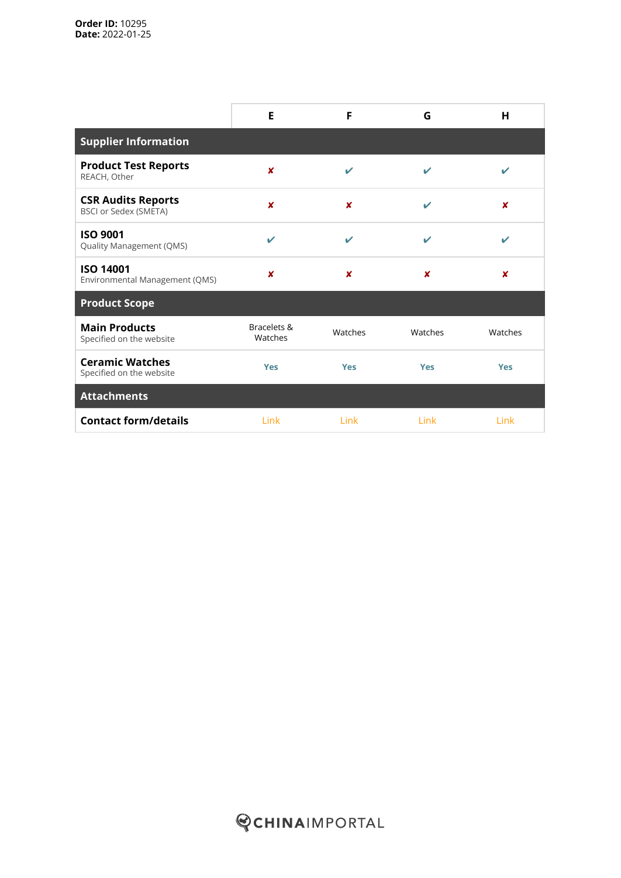**Order ID:** 10295
**Date:** 2022-01-25

| | E | F | G | H |
|---|---|---|---|---|
| **Supplier Information** | | | | |
| **Product Test Reports** REACH, Other | ✘ | ✔ | ✔ | ✔ |
| **CSR Audits Reports** BSCI or Sedex (SMETA) | ✘ | ✘ | ✔ | ✘ |
| **ISO 9001** Quality Management (QMS) | ✔ | ✔ | ✔ | ✔ |
| **ISO 14001** Environmental Management (QMS) | ✘ | ✘ | ✘ | ✘ |
| **Product Scope** | | | | |
| **Main Products** Specified on the website | Bracelets & Watches | Watches | Watches | Watches |
| **Ceramic Watches** Specified on the website | Yes | Yes | Yes | Yes |
| **Attachments** | | | | |
| **Contact form/details** | Link | Link | Link | Link |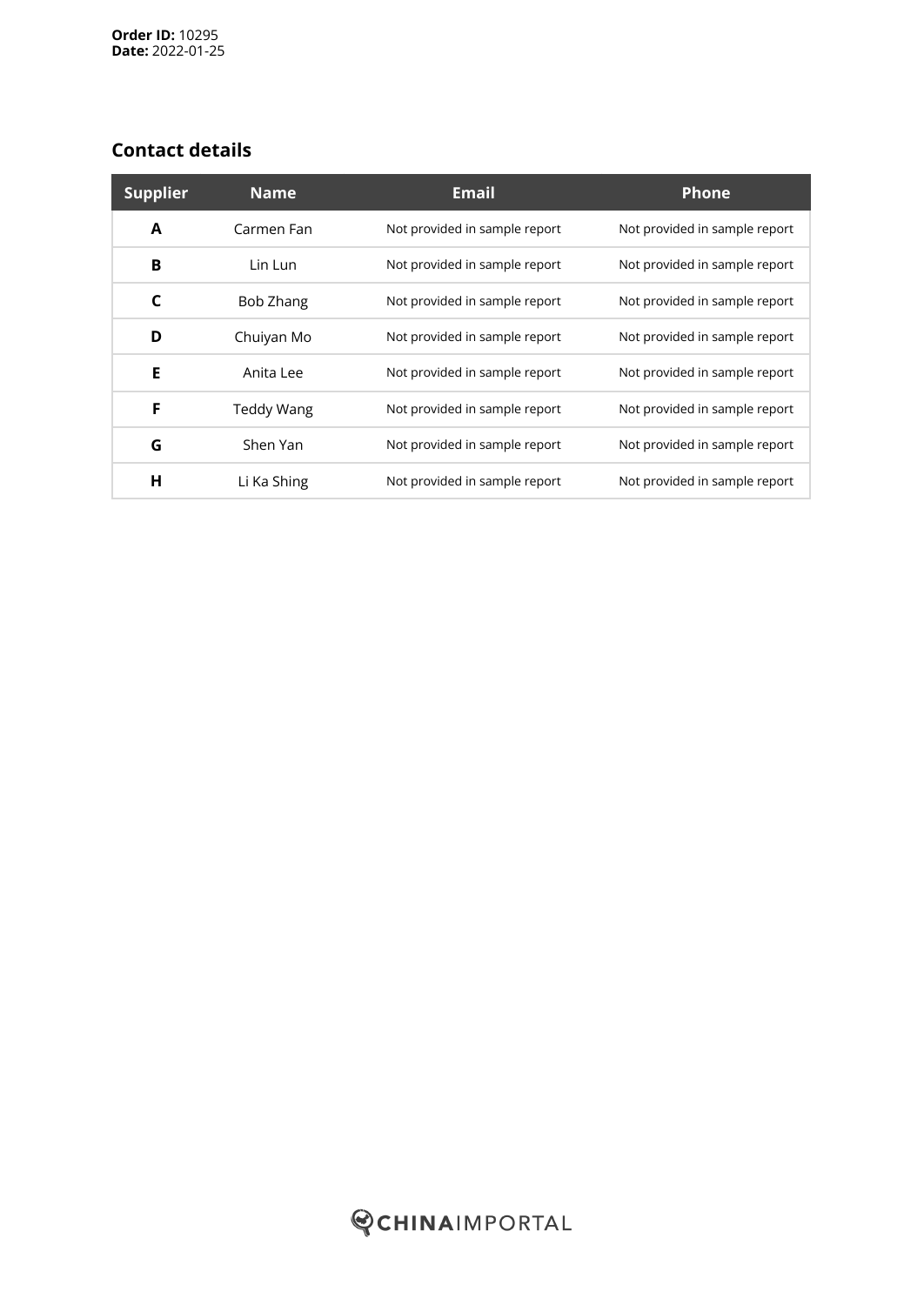**Order ID:** 10295
**Date:** 2022-01-25

## Contact details

| Supplier | Name | Email | Phone |
|---|---|---|---|
| **A** | Carmen Fan | Not provided in sample report | Not provided in sample report |
| **B** | Lin Lun | Not provided in sample report | Not provided in sample report |
| **C** | Bob Zhang | Not provided in sample report | Not provided in sample report |
| **D** | Chuiyan Mo | Not provided in sample report | Not provided in sample report |
| **E** | Anita Lee | Not provided in sample report | Not provided in sample report |
| **F** | Teddy Wang | Not provided in sample report | Not provided in sample report |
| **G** | Shen Yan | Not provided in sample report | Not provided in sample report |
| **H** | Li Ka Shing | Not provided in sample report | Not provided in sample report |